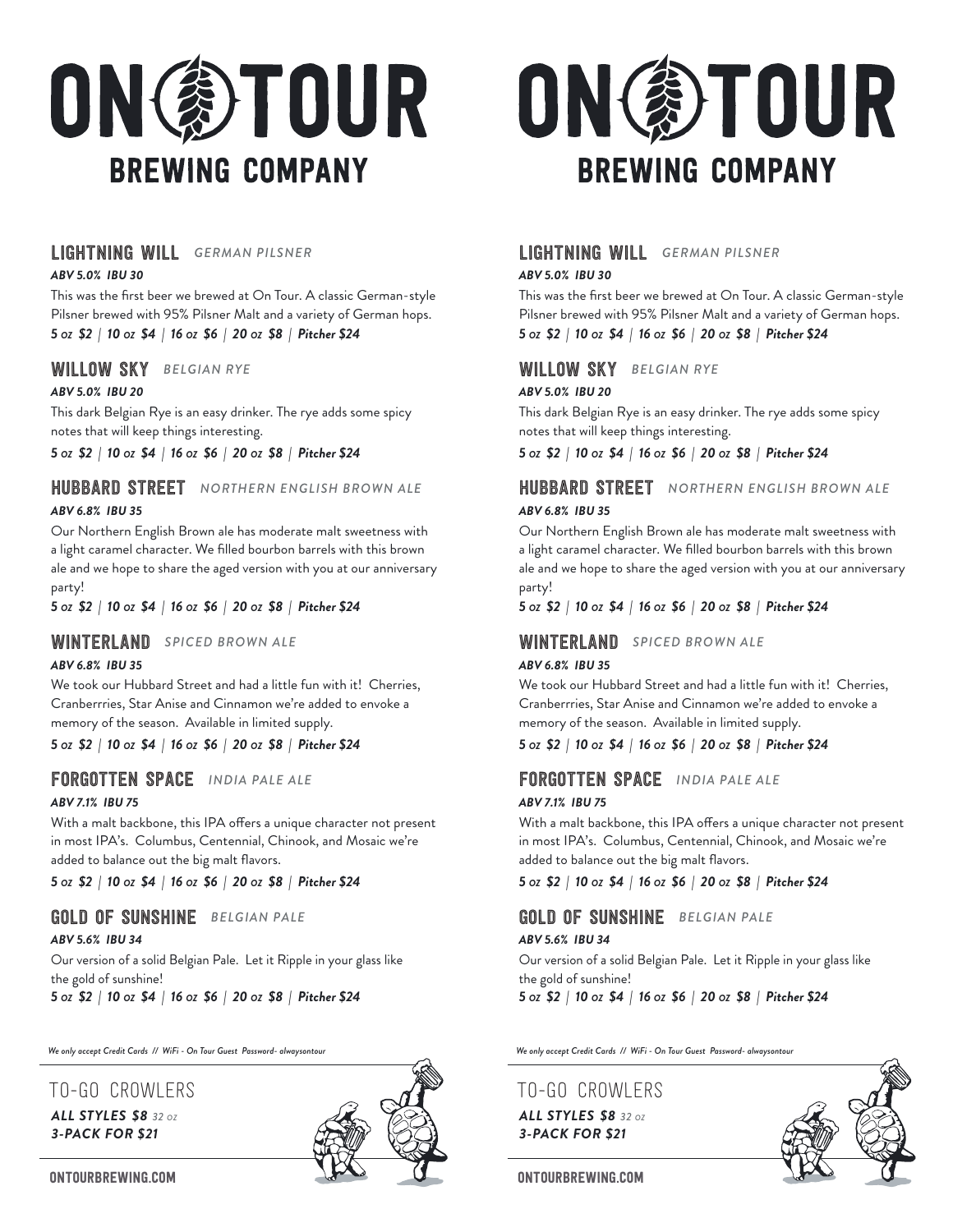# ON TOUR BREWING COMPANY

## LIGHTNING WILL *GERMAN PILSNER*

***ABV 5.0% IBU 30***

This was the first beer we brewed at On Tour. A classic German-style Pilsner brewed with 95% Pilsner Malt and a variety of German hops.

***5 oz $2 | 10 oz $4 | 16 oz $6 | 20 oz $8 | Pitcher $24***

## WILLOW SKY *BELGIAN RYE*

***ABV 5.0% IBU 20***

This dark Belgian Rye is an easy drinker. The rye adds some spicy notes that will keep things interesting.

***5 oz $2 | 10 oz $4 | 16 oz $6 | 20 oz $8 | Pitcher $24***

## HUBBARD STREET *NORTHERN ENGLISH BROWN ALE*

***ABV 6.8% IBU 35***

Our Northern English Brown ale has moderate malt sweetness with a light caramel character. We filled bourbon barrels with this brown ale and we hope to share the aged version with you at our anniversary party!

***5 oz $2 | 10 oz $4 | 16 oz $6 | 20 oz $8 | Pitcher $24***

## WINTERLAND *SPICED BROWN ALE*

***ABV 6.8% IBU 35***

We took our Hubbard Street and had a little fun with it! Cherries, Cranberrries, Star Anise and Cinnamon we're added to envoke a memory of the season. Available in limited supply.

***5 oz $2 | 10 oz $4 | 16 oz $6 | 20 oz $8 | Pitcher $24***

## FORGOTTEN SPACE *INDIA PALE ALE*

***ABV 7.1% IBU 75***

With a malt backbone, this IPA offers a unique character not present in most IPA's. Columbus, Centennial, Chinook, and Mosaic we're added to balance out the big malt flavors.

***5 oz $2 | 10 oz $4 | 16 oz $6 | 20 oz $8 | Pitcher $24***

## GOLD OF SUNSHINE *BELGIAN PALE*

***ABV 5.6% IBU 34***

Our version of a solid Belgian Pale. Let it Ripple in your glass like the gold of sunshine!

***5 oz $2 | 10 oz $4 | 16 oz $6 | 20 oz $8 | Pitcher $24***

*We only accept Credit Cards // WiFi - On Tour Guest Password- alwaysontour*

## TO-GO CROWLERS

***ALL STYLES $8*** *32 oz*
***3-PACK FOR $21***

ONTOURBREWING.COM

# ON TOUR BREWING COMPANY

## LIGHTNING WILL *GERMAN PILSNER*

***ABV 5.0% IBU 30***

This was the first beer we brewed at On Tour. A classic German-style Pilsner brewed with 95% Pilsner Malt and a variety of German hops.

***5 oz $2 | 10 oz $4 | 16 oz $6 | 20 oz $8 | Pitcher $24***

## WILLOW SKY *BELGIAN RYE*

***ABV 5.0% IBU 20***

This dark Belgian Rye is an easy drinker. The rye adds some spicy notes that will keep things interesting.

***5 oz $2 | 10 oz $4 | 16 oz $6 | 20 oz $8 | Pitcher $24***

## HUBBARD STREET *NORTHERN ENGLISH BROWN ALE*

***ABV 6.8% IBU 35***

Our Northern English Brown ale has moderate malt sweetness with a light caramel character. We filled bourbon barrels with this brown ale and we hope to share the aged version with you at our anniversary party!

***5 oz $2 | 10 oz $4 | 16 oz $6 | 20 oz $8 | Pitcher $24***

## WINTERLAND *SPICED BROWN ALE*

***ABV 6.8% IBU 35***

We took our Hubbard Street and had a little fun with it! Cherries, Cranberrries, Star Anise and Cinnamon we're added to envoke a memory of the season. Available in limited supply.

***5 oz $2 | 10 oz $4 | 16 oz $6 | 20 oz $8 | Pitcher $24***

## FORGOTTEN SPACE *INDIA PALE ALE*

***ABV 7.1% IBU 75***

With a malt backbone, this IPA offers a unique character not present in most IPA's. Columbus, Centennial, Chinook, and Mosaic we're added to balance out the big malt flavors.

***5 oz $2 | 10 oz $4 | 16 oz $6 | 20 oz $8 | Pitcher $24***

## GOLD OF SUNSHINE *BELGIAN PALE*

***ABV 5.6% IBU 34***

Our version of a solid Belgian Pale. Let it Ripple in your glass like the gold of sunshine!

***5 oz $2 | 10 oz $4 | 16 oz $6 | 20 oz $8 | Pitcher $24***

*We only accept Credit Cards // WiFi - On Tour Guest Password- alwaysontour*

## TO-GO CROWLERS

***ALL STYLES $8*** *32 oz*
***3-PACK FOR $21***

ONTOURBREWING.COM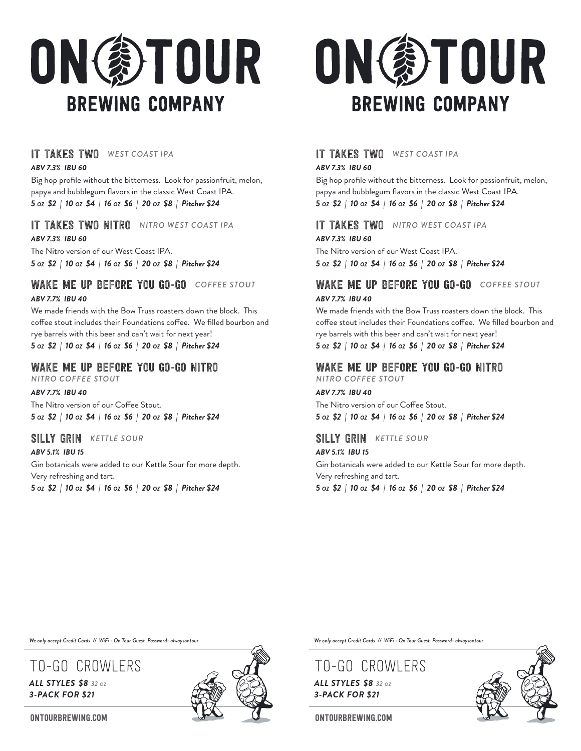# ON TOUR
## BREWING COMPANY

### IT TAKES TWO *WEST COAST IPA*

***ABV 7.3% IBU 60***

Big hop profile without the bitterness. Look for passionfruit, melon, papya and bubblegum flavors in the classic West Coast IPA.

***5 oz $2 | 10 oz $4 | 16 oz $6 | 20 oz $8 | Pitcher $24***

### IT TAKES TWO NITRO *NITRO WEST COAST IPA*

***ABV 7.3% IBU 60***

The Nitro version of our West Coast IPA.

***5 oz $2 | 10 oz $4 | 16 oz $6 | 20 oz $8 | Pitcher $24***

### WAKE ME UP BEFORE YOU GO-GO *COFFEE STOUT*

***ABV 7.7% IBU 40***

We made friends with the Bow Truss roasters down the block. This coffee stout includes their Foundations coffee. We filled bourbon and rye barrels with this beer and can't wait for next year!

***5 oz $2 | 10 oz $4 | 16 oz $6 | 20 oz $8 | Pitcher $24***

### WAKE ME UP BEFORE YOU GO-GO NITRO *NITRO COFFEE STOUT*

***ABV 7.7% IBU 40***

The Nitro version of our Coffee Stout.

***5 oz $2 | 10 oz $4 | 16 oz $6 | 20 oz $8 | Pitcher $24***

### SILLY GRIN *KETTLE SOUR*

***ABV 5.1% IBU 15***

Gin botanicals were added to our Kettle Sour for more depth. Very refreshing and tart.

***5 oz $2 | 10 oz $4 | 16 oz $6 | 20 oz $8 | Pitcher $24***

*We only accept Credit Cards // WiFi - On Tour Guest Password- alwaysontour*

## TO-GO CROWLERS

***ALL STYLES $8*** *32 oz*

***3-PACK FOR $21***

ONTOURBREWING.COM

# ON TOUR
## BREWING COMPANY

### IT TAKES TWO *WEST COAST IPA*

***ABV 7.3% IBU 60***

Big hop profile without the bitterness. Look for passionfruit, melon, papya and bubblegum flavors in the classic West Coast IPA.

***5 oz $2 | 10 oz $4 | 16 oz $6 | 20 oz $8 | Pitcher $24***

### IT TAKES TWO *NITRO WEST COAST IPA*

***ABV 7.3% IBU 60***

The Nitro version of our West Coast IPA.

***5 oz $2 | 10 oz $4 | 16 oz $6 | 20 oz $8 | Pitcher $24***

### WAKE ME UP BEFORE YOU GO-GO *COFFEE STOUT*

***ABV 7.7% IBU 40***

We made friends with the Bow Truss roasters down the block. This coffee stout includes their Foundations coffee. We filled bourbon and rye barrels with this beer and can't wait for next year!

***5 oz $2 | 10 oz $4 | 16 oz $6 | 20 oz $8 | Pitcher $24***

### WAKE ME UP BEFORE YOU GO-GO NITRO *NITRO COFFEE STOUT*

***ABV 7.7% IBU 40***

The Nitro version of our Coffee Stout.

***5 oz $2 | 10 oz $4 | 16 oz $6 | 20 oz $8 | Pitcher $24***

### SILLY GRIN *KETTLE SOUR*

***ABV 5.1% IBU 15***

Gin botanicals were added to our Kettle Sour for more depth. Very refreshing and tart.

***5 oz $2 | 10 oz $4 | 16 oz $6 | 20 oz $8 | Pitcher $24***

*We only accept Credit Cards // WiFi - On Tour Guest Password- alwaysontour*

## TO-GO CROWLERS

***ALL STYLES $8*** *32 oz*

***3-PACK FOR $21***

ONTOURBREWING.COM